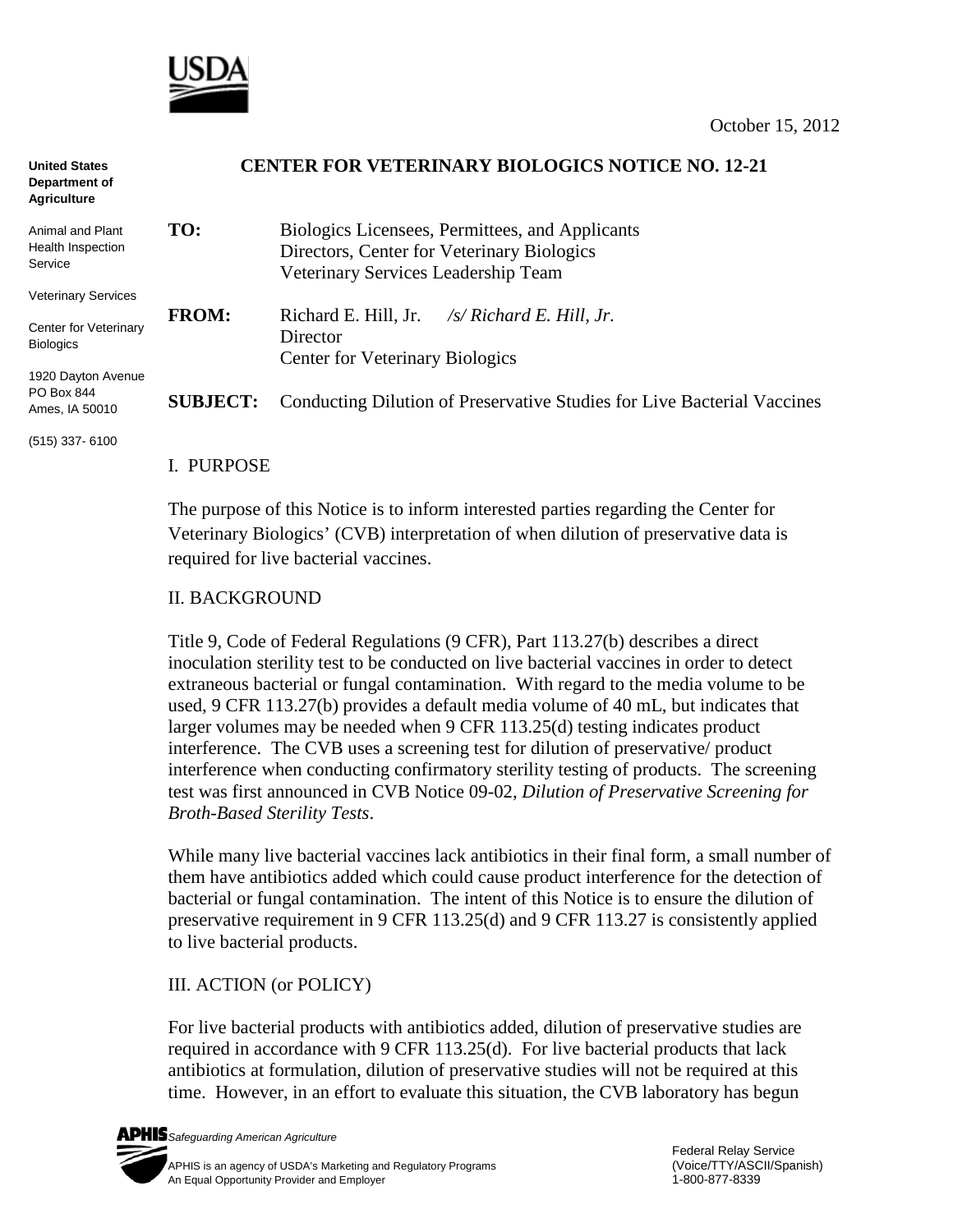October 15, 2012

United States Department of Agriculture

Animal and Plant Health Inspection Service

Veterinary Services

Center for Veterinary Biologics

1920 Dayton Avenue
PO Box 844
Ames, IA 50010

(515) 337- 6100

## CENTER FOR VETERINARY BIOLOGICS NOTICE NO. 12-21

**TO:** Biologics Licensees, Permittees, and Applicants
Directors, Center for Veterinary Biologics
Veterinary Services Leadership Team

**FROM:** Richard E. Hill, Jr. */s/ Richard E. Hill, Jr.*
Director
Center for Veterinary Biologics

**SUBJECT:** Conducting Dilution of Preservative Studies for Live Bacterial Vaccines

### I. PURPOSE

The purpose of this Notice is to inform interested parties regarding the Center for Veterinary Biologics' (CVB) interpretation of when dilution of preservative data is required for live bacterial vaccines.

### II. BACKGROUND

Title 9, Code of Federal Regulations (9 CFR), Part 113.27(b) describes a direct inoculation sterility test to be conducted on live bacterial vaccines in order to detect extraneous bacterial or fungal contamination. With regard to the media volume to be used, 9 CFR 113.27(b) provides a default media volume of 40 mL, but indicates that larger volumes may be needed when 9 CFR 113.25(d) testing indicates product interference. The CVB uses a screening test for dilution of preservative/ product interference when conducting confirmatory sterility testing of products. The screening test was first announced in CVB Notice 09-02, *Dilution of Preservative Screening for Broth-Based Sterility Tests*.

While many live bacterial vaccines lack antibiotics in their final form, a small number of them have antibiotics added which could cause product interference for the detection of bacterial or fungal contamination. The intent of this Notice is to ensure the dilution of preservative requirement in 9 CFR 113.25(d) and 9 CFR 113.27 is consistently applied to live bacterial products.

### III. ACTION (or POLICY)

For live bacterial products with antibiotics added, dilution of preservative studies are required in accordance with 9 CFR 113.25(d). For live bacterial products that lack antibiotics at formulation, dilution of preservative studies will not be required at this time. However, in an effort to evaluate this situation, the CVB laboratory has begun

APHIS *Safeguarding American Agriculture*

APHIS is an agency of USDA's Marketing and Regulatory Programs
An Equal Opportunity Provider and Employer

Federal Relay Service
(Voice/TTY/ASCII/Spanish)
1-800-877-8339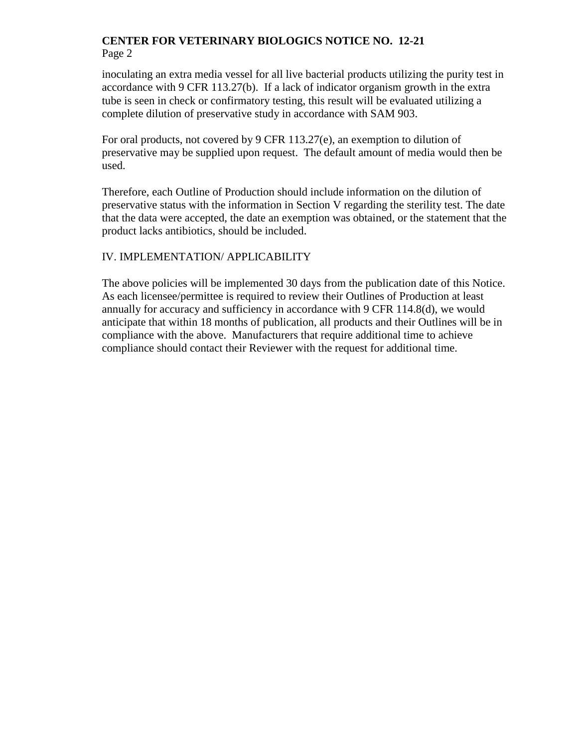inoculating an extra media vessel for all live bacterial products utilizing the purity test in accordance with 9 CFR 113.27(b). If a lack of indicator organism growth in the extra tube is seen in check or confirmatory testing, this result will be evaluated utilizing a complete dilution of preservative study in accordance with SAM 903.

For oral products, not covered by 9 CFR 113.27(e), an exemption to dilution of preservative may be supplied upon request. The default amount of media would then be used.

Therefore, each Outline of Production should include information on the dilution of preservative status with the information in Section V regarding the sterility test. The date that the data were accepted, the date an exemption was obtained, or the statement that the product lacks antibiotics, should be included.

## IV. IMPLEMENTATION/ APPLICABILITY

The above policies will be implemented 30 days from the publication date of this Notice. As each licensee/permittee is required to review their Outlines of Production at least annually for accuracy and sufficiency in accordance with 9 CFR 114.8(d), we would anticipate that within 18 months of publication, all products and their Outlines will be in compliance with the above. Manufacturers that require additional time to achieve compliance should contact their Reviewer with the request for additional time.